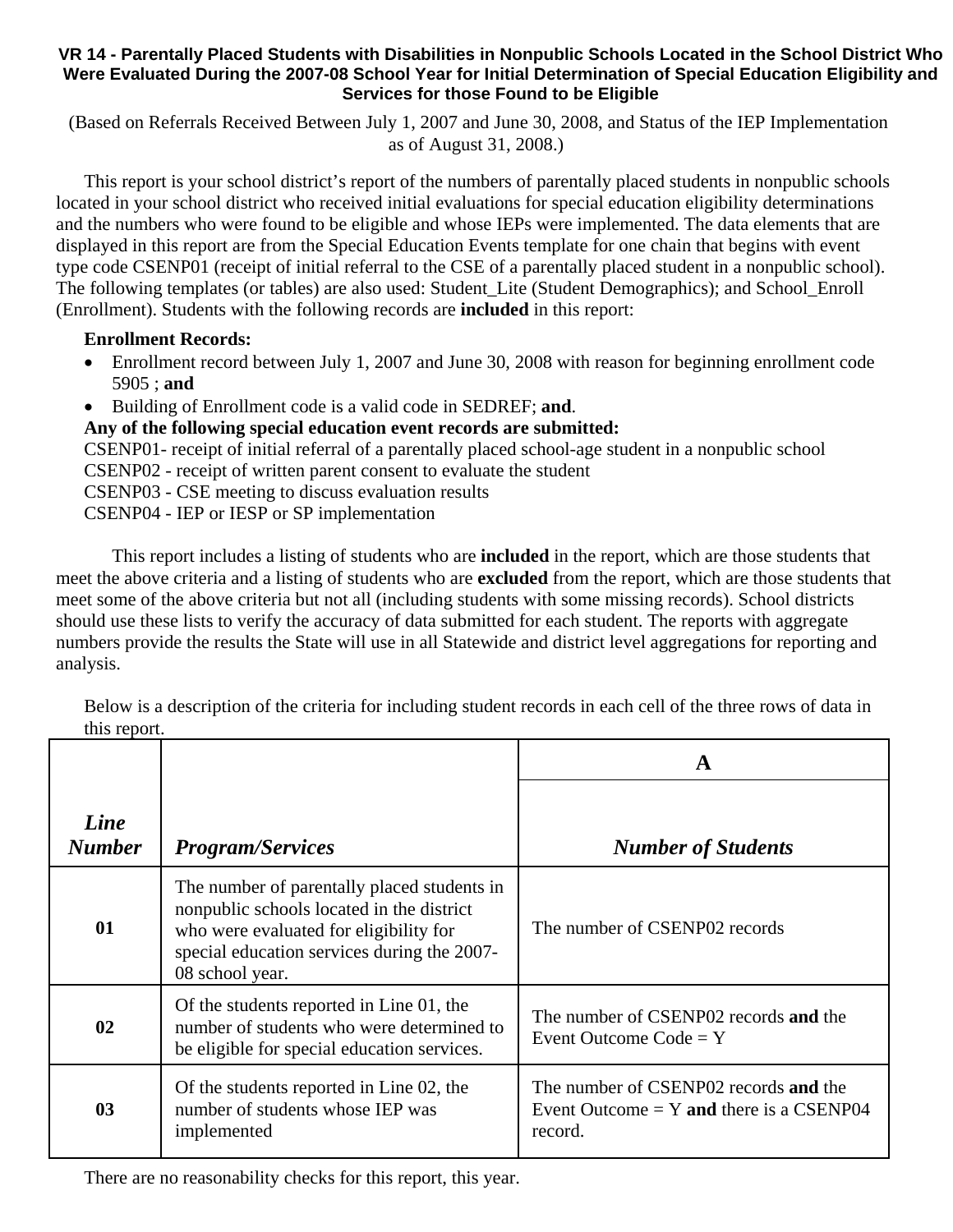# VR 14 - Parentally Placed Students with Disabilities in Nonpublic Schools Located in the School District Who Were Evaluated During the 2007-08 School Year for Initial Determination of Special Education Eligibility and Services for those Found to be Eligible

(Based on Referrals Received Between July 1, 2007 and June 30, 2008, and Status of the IEP Implementation as of August 31, 2008.)

This report is your school district's report of the numbers of parentally placed students in nonpublic schools located in your school district who received initial evaluations for special education eligibility determinations and the numbers who were found to be eligible and whose IEPs were implemented. The data elements that are displayed in this report are from the Special Education Events template for one chain that begins with event type code CSENP01 (receipt of initial referral to the CSE of a parentally placed student in a nonpublic school). The following templates (or tables) are also used: Student_Lite (Student Demographics); and School_Enroll (Enrollment). Students with the following records are **included** in this report:

**Enrollment Records:**

- Enrollment record between July 1, 2007 and June 30, 2008 with reason for beginning enrollment code 5905 ; **and**
- Building of Enrollment code is a valid code in SEDREF; **and**.

**Any of the following special education event records are submitted:**

CSENP01- receipt of initial referral of a parentally placed school-age student in a nonpublic school
CSENP02 - receipt of written parent consent to evaluate the student
CSENP03 - CSE meeting to discuss evaluation results
CSENP04 - IEP or IESP or SP implementation

This report includes a listing of students who are **included** in the report, which are those students that meet the above criteria and a listing of students who are **excluded** from the report, which are those students that meet some of the above criteria but not all (including students with some missing records). School districts should use these lists to verify the accuracy of data submitted for each student. The reports with aggregate numbers provide the results the State will use in all Statewide and district level aggregations for reporting and analysis.

Below is a description of the criteria for including student records in each cell of the three rows of data in this report.

| | | A |
|---|---|---|
| ***Line Number*** | ***Program/Services*** | ***Number of Students*** |
| **01** | The number of parentally placed students in nonpublic schools located in the district who were evaluated for eligibility for special education services during the 2007-08 school year. | The number of CSENP02 records |
| **02** | Of the students reported in Line 01, the number of students who were determined to be eligible for special education services. | The number of CSENP02 records **and** the Event Outcome Code = Y |
| **03** | Of the students reported in Line 02, the number of students whose IEP was implemented | The number of CSENP02 records **and** the Event Outcome = Y **and** there is a CSENP04 record. |

There are no reasonability checks for this report, this year.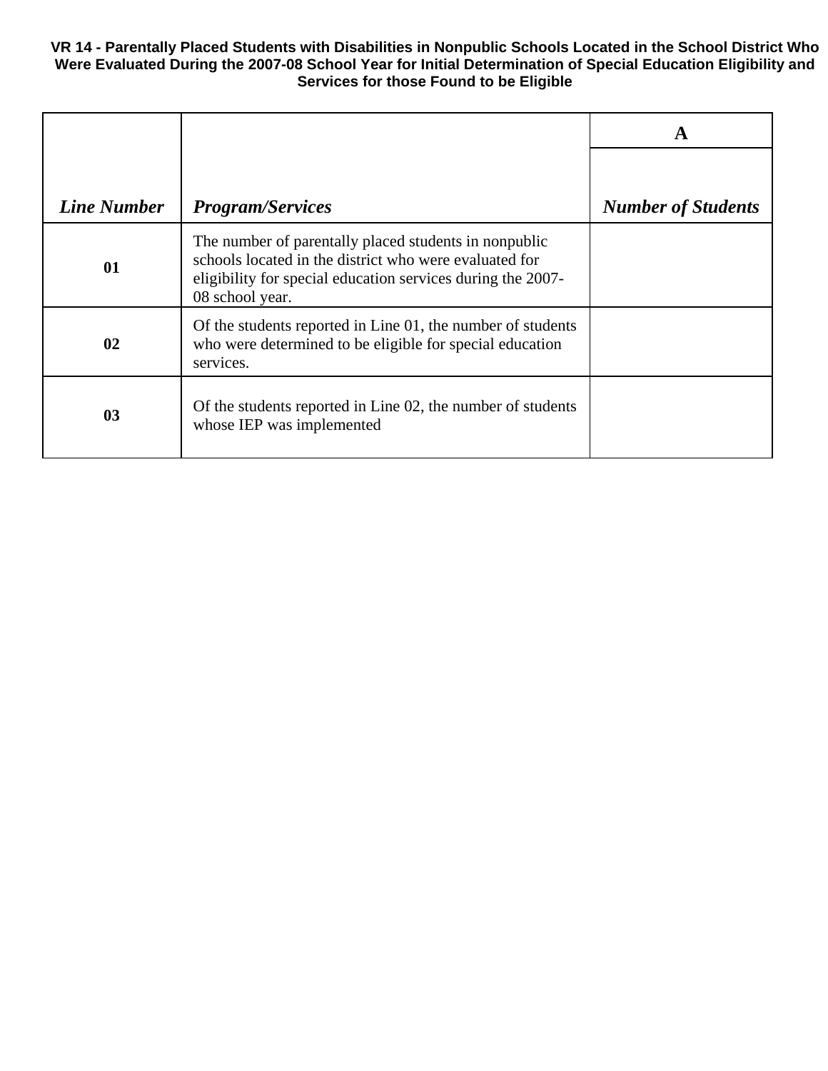### VR 14 - Parentally Placed Students with Disabilities in Nonpublic Schools Located in the School District Who Were Evaluated During the 2007-08 School Year for Initial Determination of Special Education Eligibility and Services for those Found to be Eligible

| | | A |
|---|---|---|
| ***Line Number*** | ***Program/Services*** | ***Number of Students*** |
| **01** | The number of parentally placed students in nonpublic schools located in the district who were evaluated for eligibility for special education services during the 2007-08 school year. | |
| **02** | Of the students reported in Line 01, the number of students who were determined to be eligible for special education services. | |
| **03** | Of the students reported in Line 02, the number of students whose IEP was implemented | |